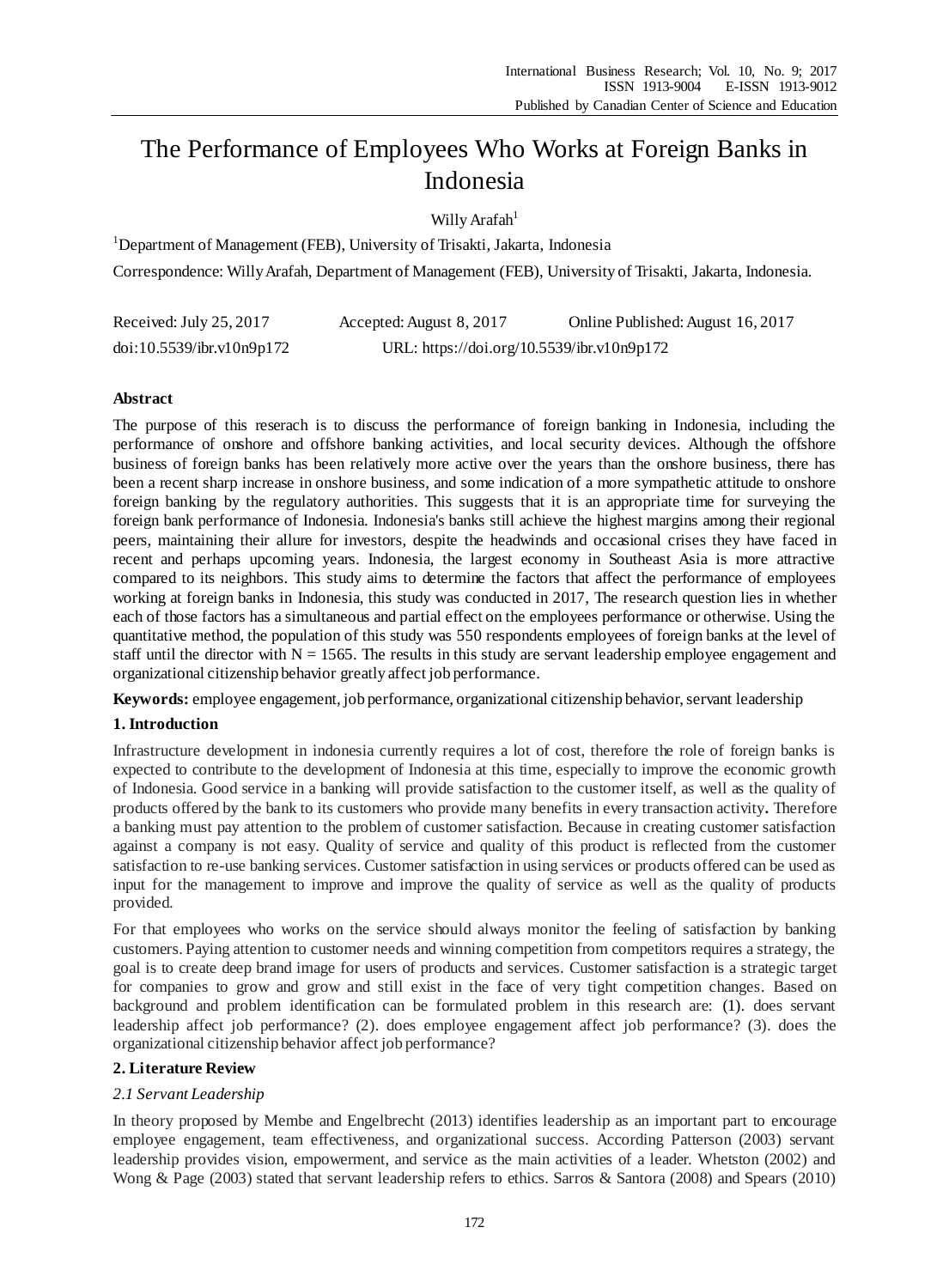# The Performance of Employees Who Works at Foreign Banks in Indonesia

Willy Arafah[1]

[1]Department of Management (FEB), University of Trisakti, Jakarta, Indonesia

Correspondence: Willy Arafah, Department of Management (FEB), University of Trisakti, Jakarta, Indonesia.

Received: July 25, 2017 Accepted: August 8, 2017 Online Published: August 16, 2017

doi:10.5539/ibr.v10n9p172 URL: https://doi.org/10.5539/ibr.v10n9p172

## Abstract

The purpose of this reserach is to discuss the performance of foreign banking in Indonesia, including the performance of onshore and offshore banking activities, and local security devices. Although the offshore business of foreign banks has been relatively more active over the years than the onshore business, there has been a recent sharp increase in onshore business, and some indication of a more sympathetic attitude to onshore foreign banking by the regulatory authorities. This suggests that it is an appropriate time for surveying the foreign bank performance of Indonesia. Indonesia's banks still achieve the highest margins among their regional peers, maintaining their allure for investors, despite the headwinds and occasional crises they have faced in recent and perhaps upcoming years. Indonesia, the largest economy in Southeast Asia is more attractive compared to its neighbors. This study aims to determine the factors that affect the performance of employees working at foreign banks in Indonesia, this study was conducted in 2017, The research question lies in whether each of those factors has a simultaneous and partial effect on the employees performance or otherwise. Using the quantitative method, the population of this study was 550 respondents employees of foreign banks at the level of staff until the director with N = 1565. The results in this study are servant leadership employee engagement and organizational citizenship behavior greatly affect job performance.

**Keywords:** employee engagement, job performance, organizational citizenship behavior, servant leadership

## 1. Introduction

Infrastructure development in indonesia currently requires a lot of cost, therefore the role of foreign banks is expected to contribute to the development of Indonesia at this time, especially to improve the economic growth of Indonesia. Good service in a banking will provide satisfaction to the customer itself, as well as the quality of products offered by the bank to its customers who provide many benefits in every transaction activity**.** Therefore a banking must pay attention to the problem of customer satisfaction. Because in creating customer satisfaction against a company is not easy. Quality of service and quality of this product is reflected from the customer satisfaction to re-use banking services. Customer satisfaction in using services or products offered can be used as input for the management to improve and improve the quality of service as well as the quality of products provided.

For that employees who works on the service should always monitor the feeling of satisfaction by banking customers. Paying attention to customer needs and winning competition from competitors requires a strategy, the goal is to create deep brand image for users of products and services. Customer satisfaction is a strategic target for companies to grow and grow and still exist in the face of very tight competition changes. Based on background and problem identification can be formulated problem in this research are: (1). does servant leadership affect job performance? (2). does employee engagement affect job performance? (3). does the organizational citizenship behavior affect job performance?

## 2. Literature Review

### *2.1 Servant Leadership*

In theory proposed by Membe and Engelbrecht (2013) identifies leadership as an important part to encourage employee engagement, team effectiveness, and organizational success. According Patterson (2003) servant leadership provides vision, empowerment, and service as the main activities of a leader. Whetston (2002) and Wong & Page (2003) stated that servant leadership refers to ethics. Sarros & Santora (2008) and Spears (2010)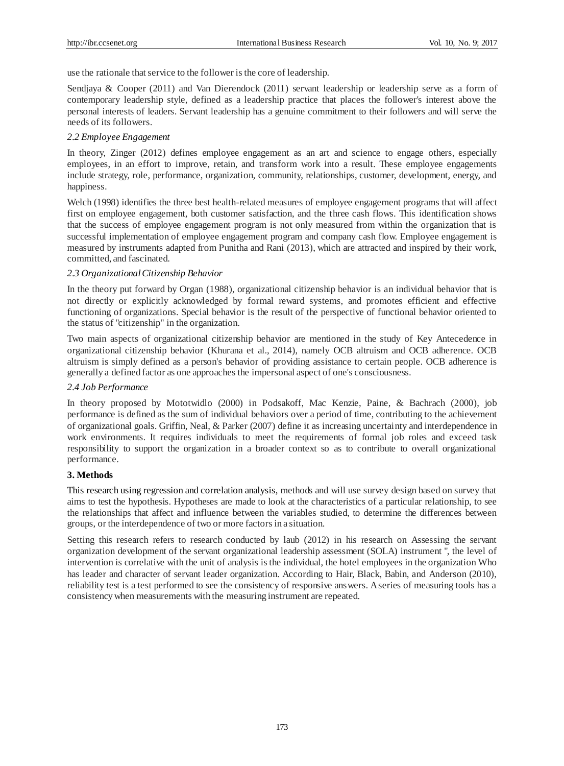use the rationale that service to the follower is the core of leadership.

Sendjaya & Cooper (2011) and Van Dierendock (2011) servant leadership or leadership serve as a form of contemporary leadership style, defined as a leadership practice that places the follower's interest above the personal interests of leaders. Servant leadership has a genuine commitment to their followers and will serve the needs of its followers.

### *2.2 Employee Engagement*

In theory, Zinger (2012) defines employee engagement as an art and science to engage others, especially employees, in an effort to improve, retain, and transform work into a result. These employee engagements include strategy, role, performance, organization, community, relationships, customer, development, energy, and happiness.

Welch (1998) identifies the three best health-related measures of employee engagement programs that will affect first on employee engagement, both customer satisfaction, and the three cash flows. This identification shows that the success of employee engagement program is not only measured from within the organization that is successful implementation of employee engagement program and company cash flow. Employee engagement is measured by instruments adapted from Punitha and Rani (2013), which are attracted and inspired by their work, committed, and fascinated.

### *2.3 Organizational Citizenship Behavior*

In the theory put forward by Organ (1988), organizational citizenship behavior is an individual behavior that is not directly or explicitly acknowledged by formal reward systems, and promotes efficient and effective functioning of organizations. Special behavior is the result of the perspective of functional behavior oriented to the status of "citizenship" in the organization.

Two main aspects of organizational citizenship behavior are mentioned in the study of Key Antecedence in organizational citizenship behavior (Khurana et al., 2014), namely OCB altruism and OCB adherence. OCB altruism is simply defined as a person's behavior of providing assistance to certain people. OCB adherence is generally a defined factor as one approaches the impersonal aspect of one's consciousness.

### *2.4 Job Performance*

In theory proposed by Mototwidlo (2000) in Podsakoff, Mac Kenzie, Paine, & Bachrach (2000), job performance is defined as the sum of individual behaviors over a period of time, contributing to the achievement of organizational goals. Griffin, Neal, & Parker (2007) define it as increasing uncertainty and interdependence in work environments. It requires individuals to meet the requirements of formal job roles and exceed task responsibility to support the organization in a broader context so as to contribute to overall organizational performance.

## **3. Methods**

This research using regression and correlation analysis, methods and will use survey design based on survey that aims to test the hypothesis. Hypotheses are made to look at the characteristics of a particular relationship, to see the relationships that affect and influence between the variables studied, to determine the differences between groups, or the interdependence of two or more factors in a situation.

Setting this research refers to research conducted by laub (2012) in his research on Assessing the servant organization development of the servant organizational leadership assessment (SOLA) instrument ", the level of intervention is correlative with the unit of analysis is the individual, the hotel employees in the organization Who has leader and character of servant leader organization. According to Hair, Black, Babin, and Anderson (2010), reliability test is a test performed to see the consistency of responsive answers. A series of measuring tools has a consistency when measurements with the measuring instrument are repeated.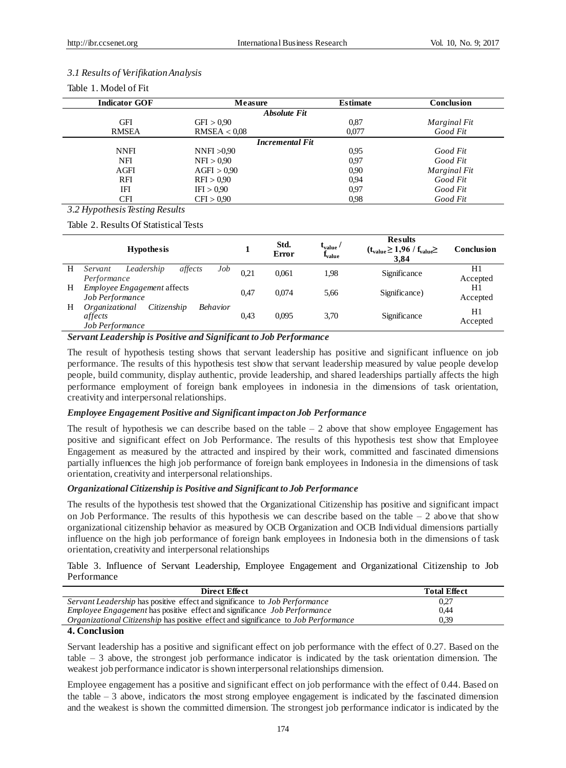### *3.1 Results of Verifikation Analysis*

Table 1. Model of Fit

| Indicator GOF | Measure | Estimate | Conclusion |
|---|---|---|---|
| | *Absolute Fit* | | |
| GFI | GFI > 0,90 | 0,87 | *Marginal Fit* |
| RMSEA | RMSEA < 0,08 | 0,077 | *Good Fit* |
| | *Incremental Fit* | | |
| NNFI | NNFI >0,90 | 0,95 | *Good Fit* |
| NFI | NFI > 0,90 | 0,97 | *Good Fit* |
| AGFI | AGFI > 0,90 | 0,90 | *Marginal Fit* |
| RFI | RFI > 0,90 | 0,94 | *Good Fit* |
| IFI | IFI > 0,90 | 0,97 | *Good Fit* |
| CFI | CFI > 0,90 | 0,98 | *Good Fit* |

### *3.2 Hypothesis Testing Results*

Table 2. Results Of Statistical Tests

| | Hypothesis | 1 | Std. Error | $t_{value}$ / $f_{value}$ | Results ($t_{value} \geq 1,96$ / $f_{value} \geq 3,84$) | Conclusion |
|---|---|---|---|---|---|---|
| H | *Servant Leadership affects Job Performance* | 0,21 | 0,061 | 1,98 | Significance | H1 Accepted |
| H | *Employee Engagement* affects *Job Performance* | 0,47 | 0,074 | 5,66 | Significance) | H1 Accepted |
| H | *Organizational Citizenship Behavior affects Job Performance* | 0,43 | 0,095 | 3,70 | Significance | H1 Accepted |

***Servant Leadership is Positive and Significant to Job Performance***

The result of hypothesis testing shows that servant leadership has positive and significant influence on job performance. The results of this hypothesis test show that servant leadership measured by value people develop people, build community, display authentic, provide leadership, and shared leaderships partially affects the high performance employment of foreign bank employees in indonesia in the dimensions of task orientation, creativity and interpersonal relationships.

***Employee Engagement Positive and Significant impact on Job Performance***

The result of hypothesis we can describe based on the table – 2 above that show employee Engagement has positive and significant effect on Job Performance. The results of this hypothesis test show that Employee Engagement as measured by the attracted and inspired by their work, committed and fascinated dimensions partially influences the high job performance of foreign bank employees in Indonesia in the dimensions of task orientation, creativity and interpersonal relationships.

***Organizational Citizenship is Positive and Significant to Job Performance***

The results of the hypothesis test showed that the Organizational Citizenship has positive and significant impact on Job Performance. The results of this hypothesis we can describe based on the table – 2 above that show organizational citizenship behavior as measured by OCB Organization and OCB Individual dimensions partially influence on the high job performance of foreign bank employees in Indonesia both in the dimensions of task orientation, creativity and interpersonal relationships

Table 3. Influence of Servant Leadership, Employee Engagement and Organizational Citizenship to Job Performance

| Direct Effect | Total Effect |
|---|---|
| *Servant Leadership* has positive effect and significance to *Job Performance* | 0,27 |
| *Employee Engagement* has positive effect and significance *Job Performance* | 0,44 |
| *Organizational Citizenship* has positive effect and significance to *Job Performance* | 0,39 |

## 4. Conclusion

Servant leadership has a positive and significant effect on job performance with the effect of 0.27. Based on the table – 3 above, the strongest job performance indicator is indicated by the task orientation dimension. The weakest job performance indicator is shown interpersonal relationships dimension.

Employee engagement has a positive and significant effect on job performance with the effect of 0.44. Based on the table – 3 above, indicators the most strong employee engagement is indicated by the fascinated dimension and the weakest is shown the committed dimension. The strongest job performance indicator is indicated by the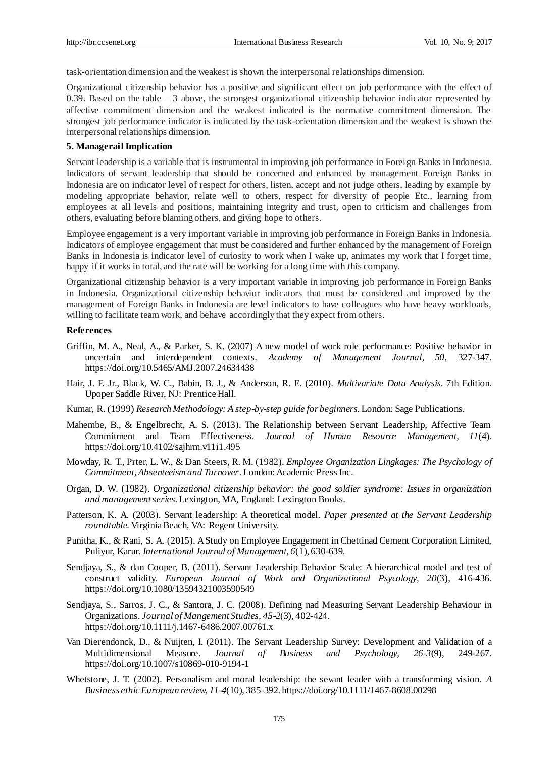task-orientation dimension and the weakest is shown the interpersonal relationships dimension.

Organizational citizenship behavior has a positive and significant effect on job performance with the effect of 0.39. Based on the table – 3 above, the strongest organizational citizenship behavior indicator represented by affective commitment dimension and the weakest indicated is the normative commitment dimension. The strongest job performance indicator is indicated by the task-orientation dimension and the weakest is shown the interpersonal relationships dimension.

### 5. Managerail Implication

Servant leadership is a variable that is instrumental in improving job performance in Foreign Banks in Indonesia. Indicators of servant leadership that should be concerned and enhanced by management Foreign Banks in Indonesia are on indicator level of respect for others, listen, accept and not judge others, leading by example by modeling appropriate behavior, relate well to others, respect for diversity of people Etc., learning from employees at all levels and positions, maintaining integrity and trust, open to criticism and challenges from others, evaluating before blaming others, and giving hope to others.

Employee engagement is a very important variable in improving job performance in Foreign Banks in Indonesia. Indicators of employee engagement that must be considered and further enhanced by the management of Foreign Banks in Indonesia is indicator level of curiosity to work when I wake up, animates my work that I forget time, happy if it works in total, and the rate will be working for a long time with this company.

Organizational citizenship behavior is a very important variable in improving job performance in Foreign Banks in Indonesia. Organizational citizenship behavior indicators that must be considered and improved by the management of Foreign Banks in Indonesia are level indicators to have colleagues who have heavy workloads, willing to facilitate team work, and behave accordingly that they expect from others.

### References

Griffin, M. A., Neal, A., & Parker, S. K. (2007) A new model of work role performance: Positive behavior in uncertain and interdependent contexts. *Academy of Management Journal, 50*, 327-347. https://doi.org/10.5465/AMJ.2007.24634438

Hair, J. F. Jr., Black, W. C., Babin, B. J., & Anderson, R. E. (2010). *Multivariate Data Analysis*. 7th Edition. Upoper Saddle River, NJ: Prentice Hall.

Kumar, R. (1999) *Research Methodology: A step-by-step guide for beginners.* London: Sage Publications.

Mahembe, B., & Engelbrecht, A. S. (2013). The Relationship between Servant Leadership, Affective Team Commitment and Team Effectiveness. *Journal of Human Resource Management, 11*(4). https://doi.org/10.4102/sajhrm.v11i1.495

Mowday, R. T., Prter, L. W., & Dan Steers, R. M. (1982). *Employee Organization Lingkages: The Psychology of Commitment, Absenteeism and Turnover*. London: Academic Press Inc.

Organ, D. W. (1982). *Organizational citizenship behavior: the good soldier syndrome: Issues in organization and management series.* Lexington, MA, England: Lexington Books.

Patterson, K. A. (2003). Servant leadership: A theoretical model. *Paper presented at the Servant Leadership roundtable.* Virginia Beach, VA: Regent University.

Punitha, K., & Rani, S. A. (2015). A Study on Employee Engagement in Chettinad Cement Corporation Limited, Puliyur, Karur. *International Journal of Management, 6*(1), 630-639.

Sendjaya, S., & dan Cooper, B. (2011). Servant Leadership Behavior Scale: A hierarchical model and test of construct validity. *European Journal of Work and Organizational Psycology, 20*(3), 416-436. https://doi.org/10.1080/13594321003590549

Sendjaya, S., Sarros, J. C., & Santora, J. C. (2008). Defining nad Measuring Servant Leadership Behaviour in Organizations. *Journal of Mangement Studies, 45-2*(3), 402-424. https://doi.org/10.1111/j.1467-6486.2007.00761.x

Van Dierendonck, D., & Nuijten, I. (2011). The Servant Leadership Survey: Development and Validation of a Multidimensional Measure. *Journal of Business and Psychology, 26-3*(9), 249-267. https://doi.org/10.1007/s10869-010-9194-1

Whetstone, J. T. (2002). Personalism and moral leadership: the sevant leader with a transforming vision. *A Business ethic European review, 11-4*(10), 385-392. https://doi.org/10.1111/1467-8608.00298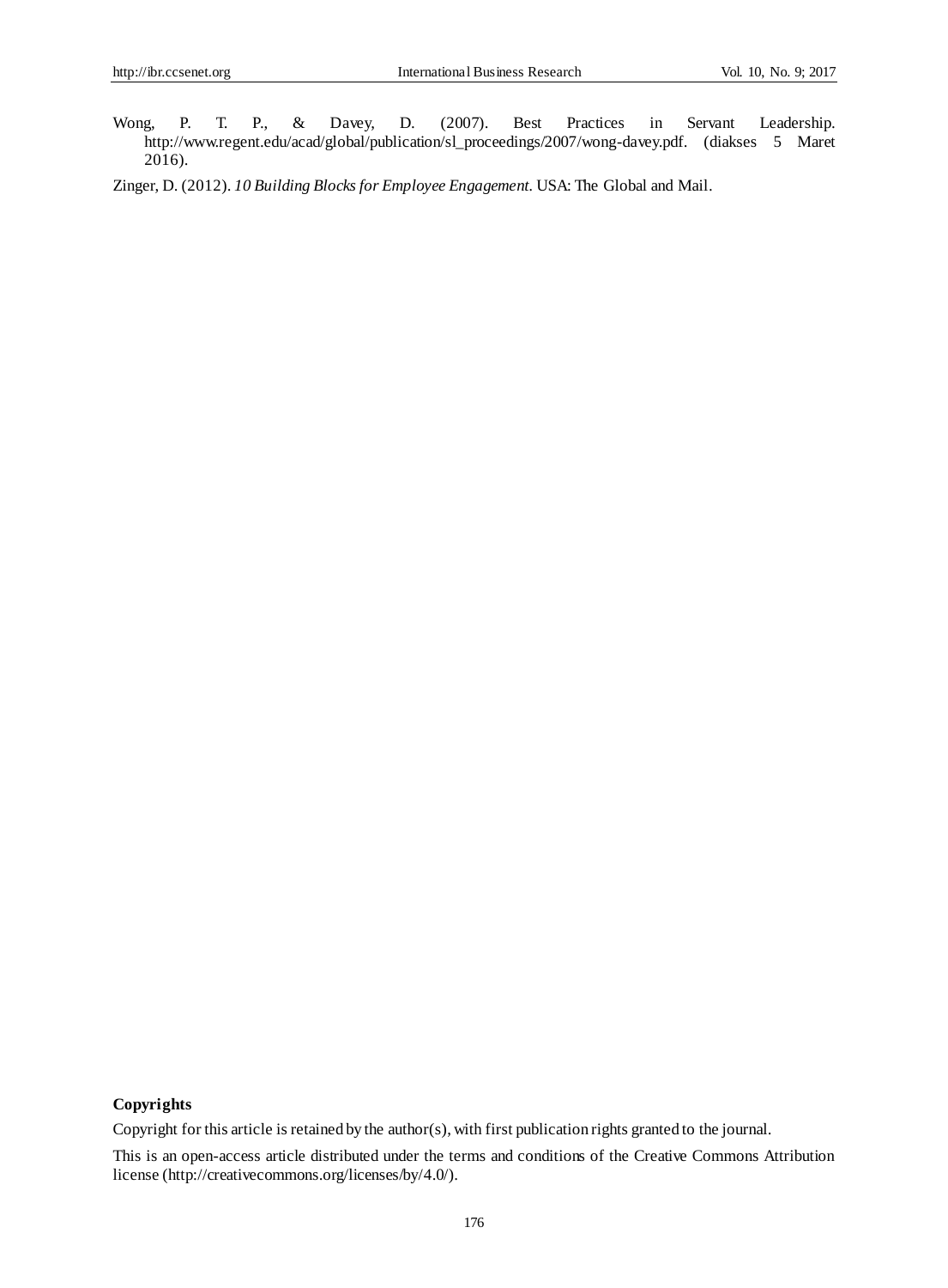Wong, P. T. P., & Davey, D. (2007). Best Practices in Servant Leadership. http://www.regent.edu/acad/global/publication/sl_proceedings/2007/wong-davey.pdf. (diakses 5 Maret 2016).

Zinger, D. (2012). *10 Building Blocks for Employee Engagement*. USA: The Global and Mail.

**Copyrights**

Copyright for this article is retained by the author(s), with first publication rights granted to the journal.

This is an open-access article distributed under the terms and conditions of the Creative Commons Attribution license (http://creativecommons.org/licenses/by/4.0/).